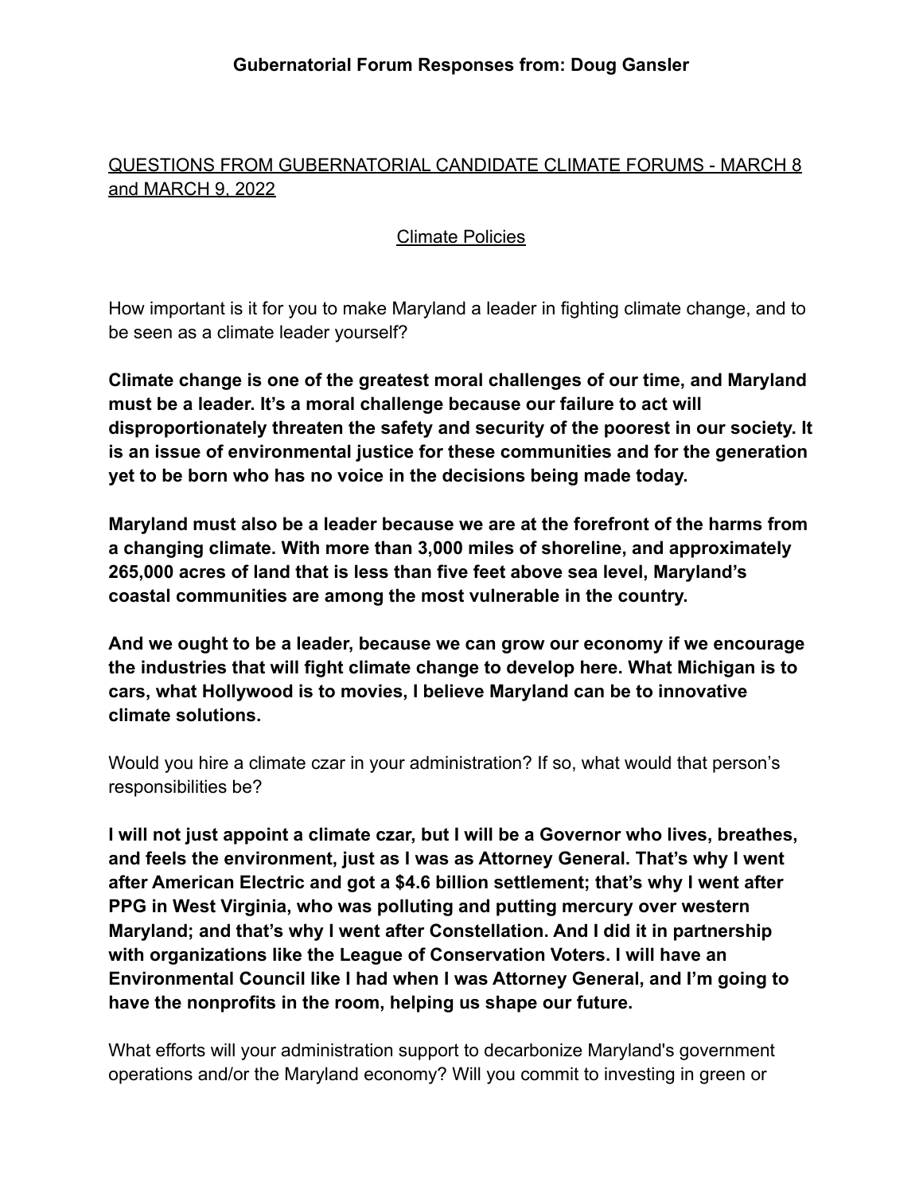# Gubernatorial Forum Responses from: Doug Gansler

## QUESTIONS FROM GUBERNATORIAL CANDIDATE CLIMATE FORUMS - MARCH 8 and MARCH 9, 2022

### Climate Policies

How important is it for you to make Maryland a leader in fighting climate change, and to be seen as a climate leader yourself?

**Climate change is one of the greatest moral challenges of our time, and Maryland must be a leader. It's a moral challenge because our failure to act will disproportionately threaten the safety and security of the poorest in our society. It is an issue of environmental justice for these communities and for the generation yet to be born who has no voice in the decisions being made today.**

**Maryland must also be a leader because we are at the forefront of the harms from a changing climate. With more than 3,000 miles of shoreline, and approximately 265,000 acres of land that is less than five feet above sea level, Maryland's coastal communities are among the most vulnerable in the country.**

**And we ought to be a leader, because we can grow our economy if we encourage the industries that will fight climate change to develop here. What Michigan is to cars, what Hollywood is to movies, I believe Maryland can be to innovative climate solutions.**

Would you hire a climate czar in your administration? If so, what would that person's responsibilities be?

**I will not just appoint a climate czar, but I will be a Governor who lives, breathes, and feels the environment, just as I was as Attorney General. That's why I went after American Electric and got a $4.6 billion settlement; that's why I went after PPG in West Virginia, who was polluting and putting mercury over western Maryland; and that's why I went after Constellation. And I did it in partnership with organizations like the League of Conservation Voters. I will have an Environmental Council like I had when I was Attorney General, and I'm going to have the nonprofits in the room, helping us shape our future.**

What efforts will your administration support to decarbonize Maryland's government operations and/or the Maryland economy? Will you commit to investing in green or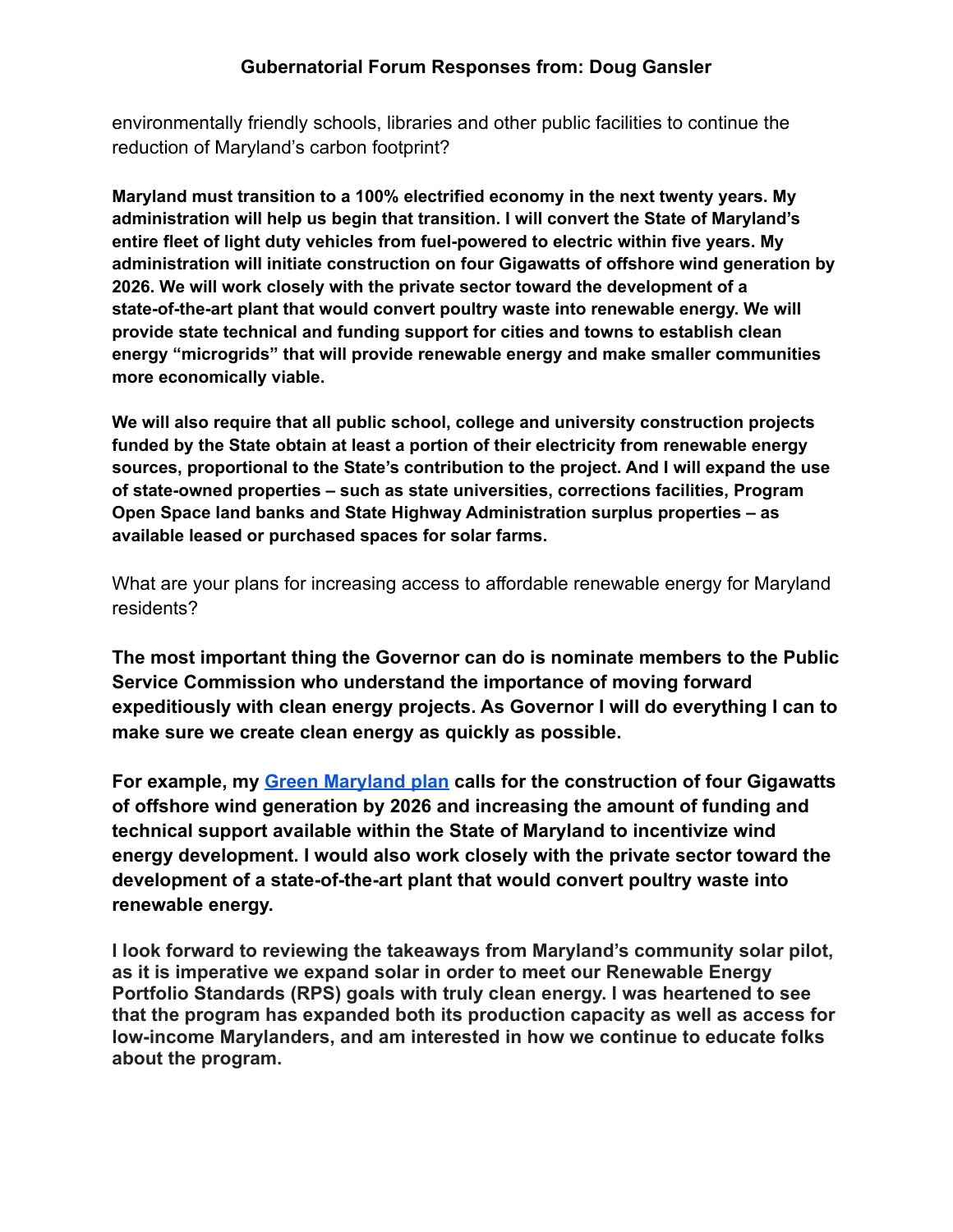environmentally friendly schools, libraries and other public facilities to continue the reduction of Maryland's carbon footprint?

**Maryland must transition to a 100% electrified economy in the next twenty years. My administration will help us begin that transition. I will convert the State of Maryland's entire fleet of light duty vehicles from fuel-powered to electric within five years. My administration will initiate construction on four Gigawatts of offshore wind generation by 2026. We will work closely with the private sector toward the development of a state-of-the-art plant that would convert poultry waste into renewable energy. We will provide state technical and funding support for cities and towns to establish clean energy "microgrids" that will provide renewable energy and make smaller communities more economically viable.**

**We will also require that all public school, college and university construction projects funded by the State obtain at least a portion of their electricity from renewable energy sources, proportional to the State's contribution to the project. And I will expand the use of state-owned properties – such as state universities, corrections facilities, Program Open Space land banks and State Highway Administration surplus properties – as available leased or purchased spaces for solar farms.**

What are your plans for increasing access to affordable renewable energy for Maryland residents?

**The most important thing the Governor can do is nominate members to the Public Service Commission who understand the importance of moving forward expeditiously with clean energy projects. As Governor I will do everything I can to make sure we create clean energy as quickly as possible.**

**For example, my Green Maryland plan calls for the construction of four Gigawatts of offshore wind generation by 2026 and increasing the amount of funding and technical support available within the State of Maryland to incentivize wind energy development. I would also work closely with the private sector toward the development of a state-of-the-art plant that would convert poultry waste into renewable energy.**

**I look forward to reviewing the takeaways from Maryland's community solar pilot, as it is imperative we expand solar in order to meet our Renewable Energy Portfolio Standards (RPS) goals with truly clean energy. I was heartened to see that the program has expanded both its production capacity as well as access for low-income Marylanders, and am interested in how we continue to educate folks about the program.**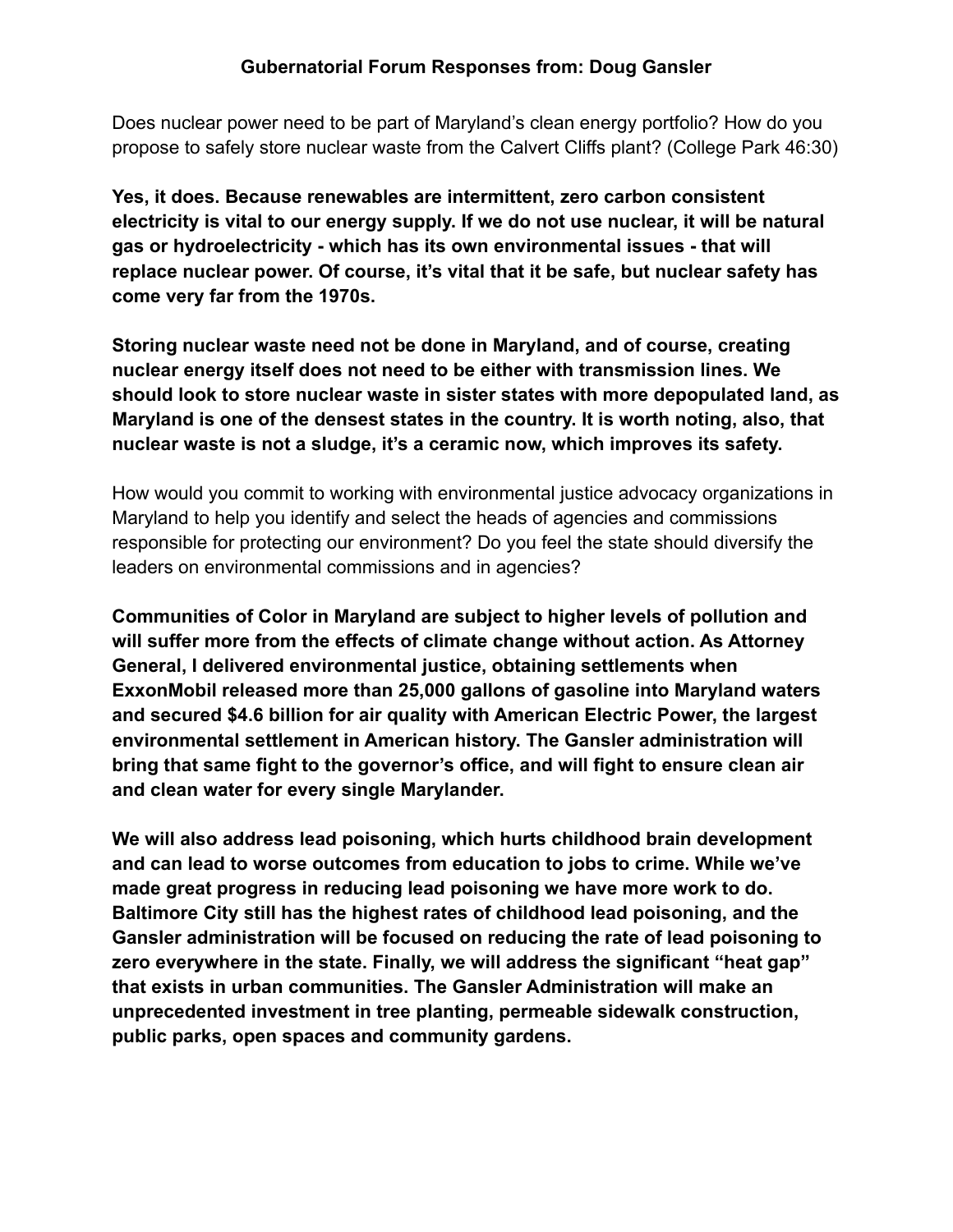**Gubernatorial Forum Responses from: Doug Gansler**

Does nuclear power need to be part of Maryland's clean energy portfolio? How do you propose to safely store nuclear waste from the Calvert Cliffs plant? (College Park 46:30)

**Yes, it does. Because renewables are intermittent, zero carbon consistent electricity is vital to our energy supply. If we do not use nuclear, it will be natural gas or hydroelectricity - which has its own environmental issues - that will replace nuclear power. Of course, it's vital that it be safe, but nuclear safety has come very far from the 1970s.**

**Storing nuclear waste need not be done in Maryland, and of course, creating nuclear energy itself does not need to be either with transmission lines. We should look to store nuclear waste in sister states with more depopulated land, as Maryland is one of the densest states in the country. It is worth noting, also, that nuclear waste is not a sludge, it's a ceramic now, which improves its safety.**

How would you commit to working with environmental justice advocacy organizations in Maryland to help you identify and select the heads of agencies and commissions responsible for protecting our environment? Do you feel the state should diversify the leaders on environmental commissions and in agencies?

**Communities of Color in Maryland are subject to higher levels of pollution and will suffer more from the effects of climate change without action. As Attorney General, I delivered environmental justice, obtaining settlements when ExxonMobil released more than 25,000 gallons of gasoline into Maryland waters and secured $4.6 billion for air quality with American Electric Power, the largest environmental settlement in American history. The Gansler administration will bring that same fight to the governor's office, and will fight to ensure clean air and clean water for every single Marylander.**

**We will also address lead poisoning, which hurts childhood brain development and can lead to worse outcomes from education to jobs to crime. While we've made great progress in reducing lead poisoning we have more work to do. Baltimore City still has the highest rates of childhood lead poisoning, and the Gansler administration will be focused on reducing the rate of lead poisoning to zero everywhere in the state. Finally, we will address the significant "heat gap" that exists in urban communities. The Gansler Administration will make an unprecedented investment in tree planting, permeable sidewalk construction, public parks, open spaces and community gardens.**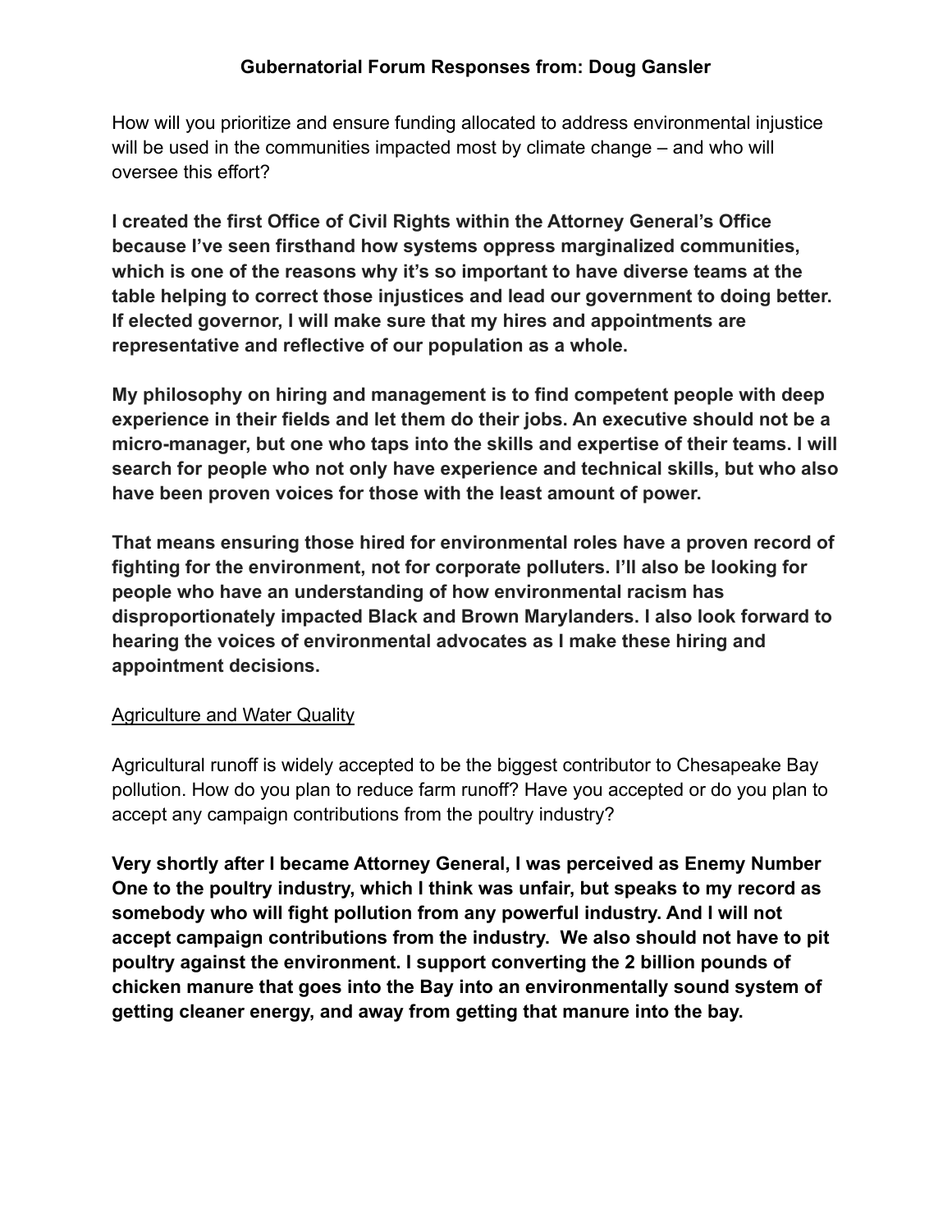**Gubernatorial Forum Responses from: Doug Gansler**

How will you prioritize and ensure funding allocated to address environmental injustice will be used in the communities impacted most by climate change – and who will oversee this effort?

**I created the first Office of Civil Rights within the Attorney General's Office because I've seen firsthand how systems oppress marginalized communities, which is one of the reasons why it's so important to have diverse teams at the table helping to correct those injustices and lead our government to doing better. If elected governor, I will make sure that my hires and appointments are representative and reflective of our population as a whole.**

**My philosophy on hiring and management is to find competent people with deep experience in their fields and let them do their jobs. An executive should not be a micro-manager, but one who taps into the skills and expertise of their teams. I will search for people who not only have experience and technical skills, but who also have been proven voices for those with the least amount of power.**

**That means ensuring those hired for environmental roles have a proven record of fighting for the environment, not for corporate polluters. I'll also be looking for people who have an understanding of how environmental racism has disproportionately impacted Black and Brown Marylanders. I also look forward to hearing the voices of environmental advocates as I make these hiring and appointment decisions.**

<u>Agriculture and Water Quality</u>

Agricultural runoff is widely accepted to be the biggest contributor to Chesapeake Bay pollution. How do you plan to reduce farm runoff? Have you accepted or do you plan to accept any campaign contributions from the poultry industry?

**Very shortly after I became Attorney General, I was perceived as Enemy Number One to the poultry industry, which I think was unfair, but speaks to my record as somebody who will fight pollution from any powerful industry. And I will not accept campaign contributions from the industry. We also should not have to pit poultry against the environment. I support converting the 2 billion pounds of chicken manure that goes into the Bay into an environmentally sound system of getting cleaner energy, and away from getting that manure into the bay.**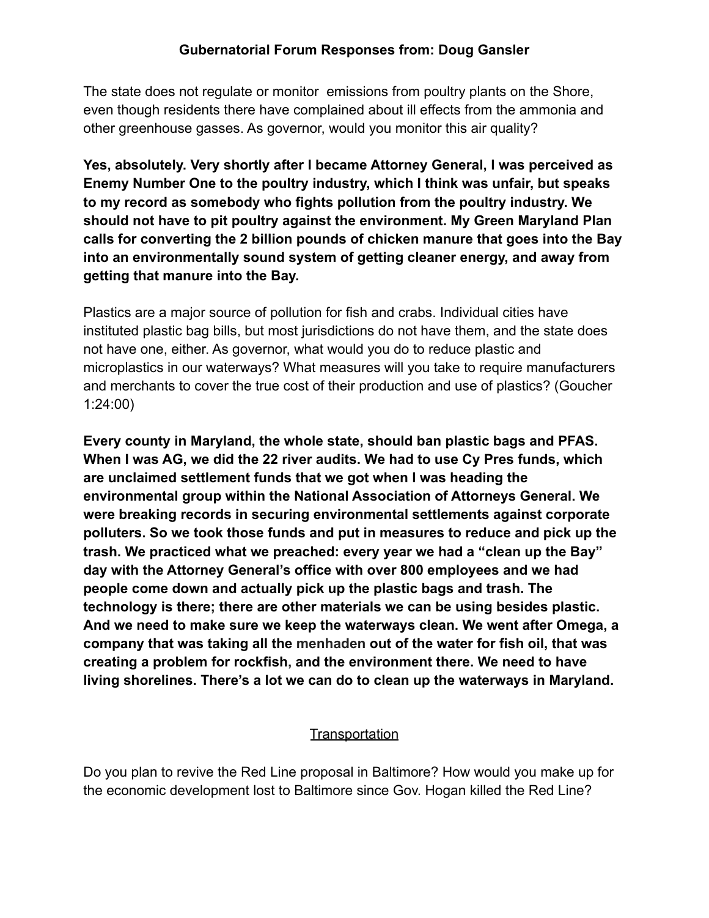**Gubernatorial Forum Responses from: Doug Gansler**

The state does not regulate or monitor emissions from poultry plants on the Shore, even though residents there have complained about ill effects from the ammonia and other greenhouse gasses. As governor, would you monitor this air quality?

**Yes, absolutely. Very shortly after I became Attorney General, I was perceived as Enemy Number One to the poultry industry, which I think was unfair, but speaks to my record as somebody who fights pollution from the poultry industry. We should not have to pit poultry against the environment. My Green Maryland Plan calls for converting the 2 billion pounds of chicken manure that goes into the Bay into an environmentally sound system of getting cleaner energy, and away from getting that manure into the Bay.**

Plastics are a major source of pollution for fish and crabs. Individual cities have instituted plastic bag bills, but most jurisdictions do not have them, and the state does not have one, either. As governor, what would you do to reduce plastic and microplastics in our waterways? What measures will you take to require manufacturers and merchants to cover the true cost of their production and use of plastics? (Goucher 1:24:00)

**Every county in Maryland, the whole state, should ban plastic bags and PFAS. When I was AG, we did the 22 river audits. We had to use Cy Pres funds, which are unclaimed settlement funds that we got when I was heading the environmental group within the National Association of Attorneys General. We were breaking records in securing environmental settlements against corporate polluters. So we took those funds and put in measures to reduce and pick up the trash. We practiced what we preached: every year we had a "clean up the Bay" day with the Attorney General's office with over 800 employees and we had people come down and actually pick up the plastic bags and trash. The technology is there; there are other materials we can be using besides plastic. And we need to make sure we keep the waterways clean. We went after Omega, a company that was taking all the menhaden out of the water for fish oil, that was creating a problem for rockfish, and the environment there. We need to have living shorelines. There's a lot we can do to clean up the waterways in Maryland.**

## Transportation

Do you plan to revive the Red Line proposal in Baltimore? How would you make up for the economic development lost to Baltimore since Gov. Hogan killed the Red Line?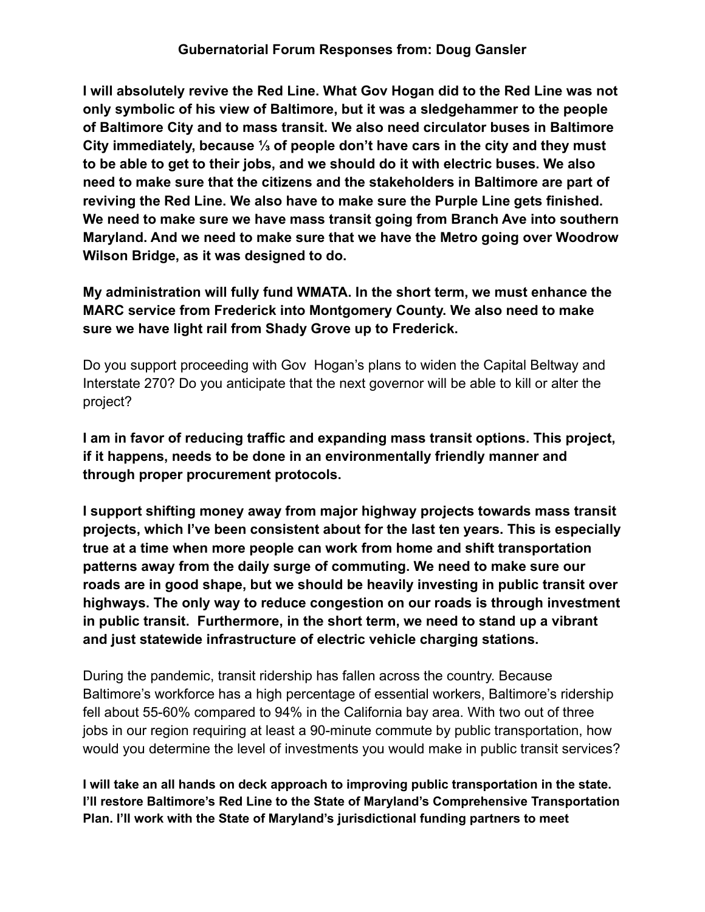**Gubernatorial Forum Responses from: Doug Gansler**

**I will absolutely revive the Red Line. What Gov Hogan did to the Red Line was not only symbolic of his view of Baltimore, but it was a sledgehammer to the people of Baltimore City and to mass transit. We also need circulator buses in Baltimore City immediately, because ⅓ of people don't have cars in the city and they must to be able to get to their jobs, and we should do it with electric buses. We also need to make sure that the citizens and the stakeholders in Baltimore are part of reviving the Red Line. We also have to make sure the Purple Line gets finished. We need to make sure we have mass transit going from Branch Ave into southern Maryland. And we need to make sure that we have the Metro going over Woodrow Wilson Bridge, as it was designed to do.**

**My administration will fully fund WMATA. In the short term, we must enhance the MARC service from Frederick into Montgomery County. We also need to make sure we have light rail from Shady Grove up to Frederick.**

Do you support proceeding with Gov Hogan's plans to widen the Capital Beltway and Interstate 270? Do you anticipate that the next governor will be able to kill or alter the project?

**I am in favor of reducing traffic and expanding mass transit options. This project, if it happens, needs to be done in an environmentally friendly manner and through proper procurement protocols.**

**I support shifting money away from major highway projects towards mass transit projects, which I've been consistent about for the last ten years. This is especially true at a time when more people can work from home and shift transportation patterns away from the daily surge of commuting. We need to make sure our roads are in good shape, but we should be heavily investing in public transit over highways. The only way to reduce congestion on our roads is through investment in public transit. Furthermore, in the short term, we need to stand up a vibrant and just statewide infrastructure of electric vehicle charging stations.**

During the pandemic, transit ridership has fallen across the country. Because Baltimore's workforce has a high percentage of essential workers, Baltimore's ridership fell about 55-60% compared to 94% in the California bay area. With two out of three jobs in our region requiring at least a 90-minute commute by public transportation, how would you determine the level of investments you would make in public transit services?

**I will take an all hands on deck approach to improving public transportation in the state. I'll restore Baltimore's Red Line to the State of Maryland's Comprehensive Transportation Plan. I'll work with the State of Maryland's jurisdictional funding partners to meet**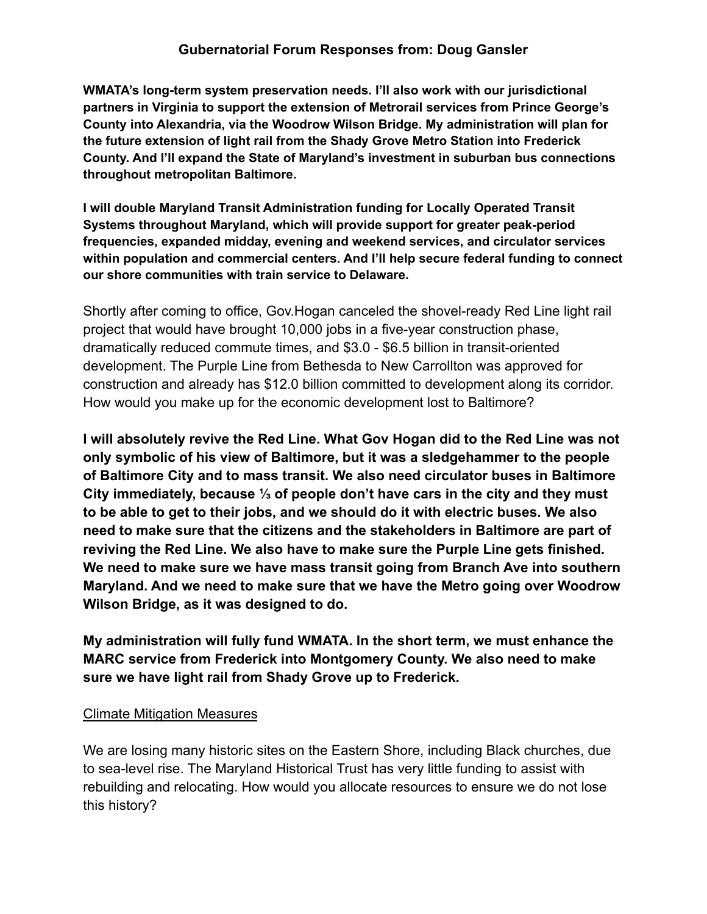**WMATA's long-term system preservation needs. I'll also work with our jurisdictional partners in Virginia to support the extension of Metrorail services from Prince George's County into Alexandria, via the Woodrow Wilson Bridge. My administration will plan for the future extension of light rail from the Shady Grove Metro Station into Frederick County. And I'll expand the State of Maryland's investment in suburban bus connections throughout metropolitan Baltimore.**

**I will double Maryland Transit Administration funding for Locally Operated Transit Systems throughout Maryland, which will provide support for greater peak-period frequencies, expanded midday, evening and weekend services, and circulator services within population and commercial centers. And I'll help secure federal funding to connect our shore communities with train service to Delaware.**

Shortly after coming to office, Gov.Hogan canceled the shovel-ready Red Line light rail project that would have brought 10,000 jobs in a five-year construction phase, dramatically reduced commute times, and $3.0 - $6.5 billion in transit-oriented development. The Purple Line from Bethesda to New Carrollton was approved for construction and already has $12.0 billion committed to development along its corridor. How would you make up for the economic development lost to Baltimore?

**I will absolutely revive the Red Line. What Gov Hogan did to the Red Line was not only symbolic of his view of Baltimore, but it was a sledgehammer to the people of Baltimore City and to mass transit. We also need circulator buses in Baltimore City immediately, because ⅓ of people don't have cars in the city and they must to be able to get to their jobs, and we should do it with electric buses. We also need to make sure that the citizens and the stakeholders in Baltimore are part of reviving the Red Line. We also have to make sure the Purple Line gets finished. We need to make sure we have mass transit going from Branch Ave into southern Maryland. And we need to make sure that we have the Metro going over Woodrow Wilson Bridge, as it was designed to do.**

**My administration will fully fund WMATA. In the short term, we must enhance the MARC service from Frederick into Montgomery County. We also need to make sure we have light rail from Shady Grove up to Frederick.**

<u>Climate Mitigation Measures</u>

We are losing many historic sites on the Eastern Shore, including Black churches, due to sea-level rise. The Maryland Historical Trust has very little funding to assist with rebuilding and relocating. How would you allocate resources to ensure we do not lose this history?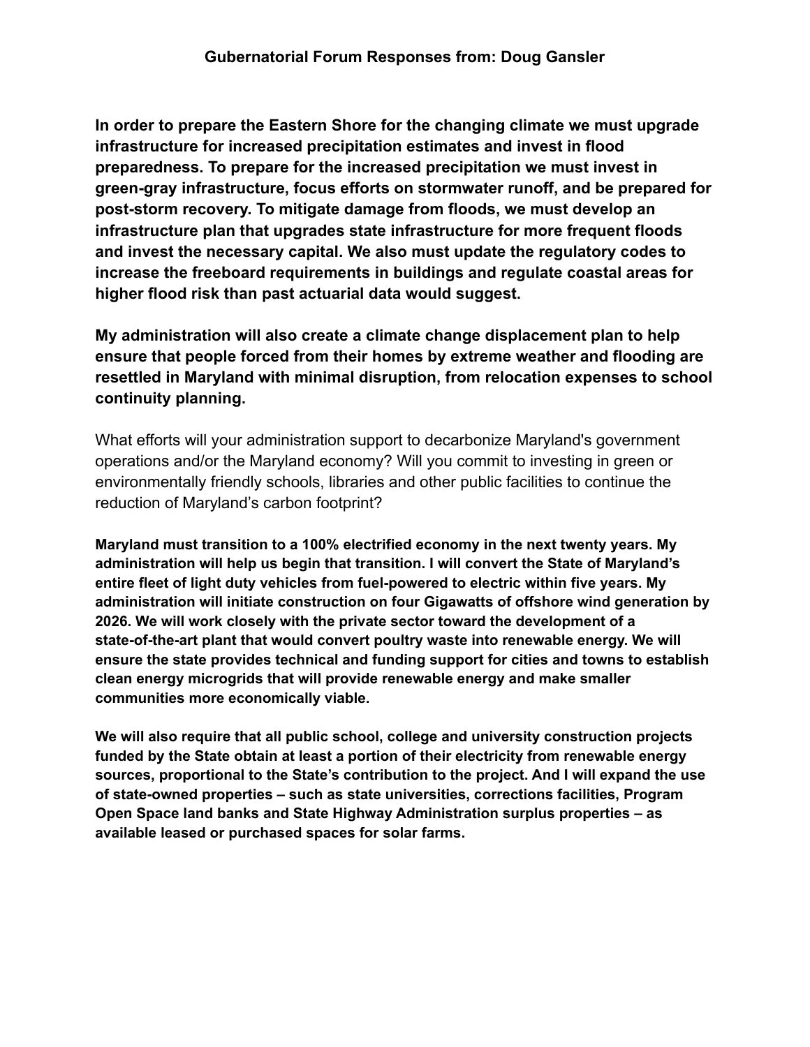**Gubernatorial Forum Responses from: Doug Gansler**

**In order to prepare the Eastern Shore for the changing climate we must upgrade infrastructure for increased precipitation estimates and invest in flood preparedness. To prepare for the increased precipitation we must invest in green-gray infrastructure, focus efforts on stormwater runoff, and be prepared for post-storm recovery. To mitigate damage from floods, we must develop an infrastructure plan that upgrades state infrastructure for more frequent floods and invest the necessary capital. We also must update the regulatory codes to increase the freeboard requirements in buildings and regulate coastal areas for higher flood risk than past actuarial data would suggest.**

**My administration will also create a climate change displacement plan to help ensure that people forced from their homes by extreme weather and flooding are resettled in Maryland with minimal disruption, from relocation expenses to school continuity planning.**

What efforts will your administration support to decarbonize Maryland's government operations and/or the Maryland economy? Will you commit to investing in green or environmentally friendly schools, libraries and other public facilities to continue the reduction of Maryland's carbon footprint?

**Maryland must transition to a 100% electrified economy in the next twenty years. My administration will help us begin that transition. I will convert the State of Maryland's entire fleet of light duty vehicles from fuel-powered to electric within five years. My administration will initiate construction on four Gigawatts of offshore wind generation by 2026. We will work closely with the private sector toward the development of a state-of-the-art plant that would convert poultry waste into renewable energy. We will ensure the state provides technical and funding support for cities and towns to establish clean energy microgrids that will provide renewable energy and make smaller communities more economically viable.**

**We will also require that all public school, college and university construction projects funded by the State obtain at least a portion of their electricity from renewable energy sources, proportional to the State's contribution to the project. And I will expand the use of state-owned properties – such as state universities, corrections facilities, Program Open Space land banks and State Highway Administration surplus properties – as available leased or purchased spaces for solar farms.**